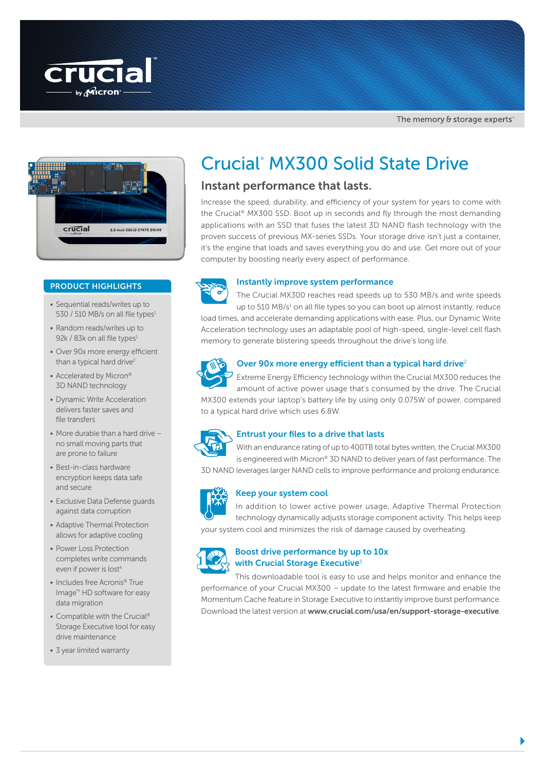crucial by Micron

The memory & storage experts™

# Crucial® MX300 Solid State Drive

## Instant performance that lasts.

Increase the speed, durability, and efficiency of your system for years to come with the Crucial® MX300 SSD. Boot up in seconds and fly through the most demanding applications with an SSD that fuses the latest 3D NAND flash technology with the proven success of previous MX-series SSDs. Your storage drive isn't just a container, it's the engine that loads and saves everything you do and use. Get more out of your computer by boosting nearly every aspect of performance.

### Instantly improve system performance

The Crucial MX300 reaches read speeds up to 530 MB/s and write speeds up to 510 MB/s[1] on all file types so you can boot up almost instantly, reduce load times, and accelerate demanding applications with ease. Plus, our Dynamic Write Acceleration technology uses an adaptable pool of high-speed, single-level cell flash memory to generate blistering speeds throughout the drive's long life.

### Over 90x more energy efficient than a typical hard drive[2]

Extreme Energy Efficiency technology within the Crucial MX300 reduces the amount of active power usage that's consumed by the drive. The Crucial MX300 extends your laptop's battery life by using only 0.075W of power, compared to a typical hard drive which uses 6.8W.

### Entrust your files to a drive that lasts

With an endurance rating of up to 400TB total bytes written, the Crucial MX300 is engineered with Micron® 3D NAND to deliver years of fast performance. The 3D NAND leverages larger NAND cells to improve performance and prolong endurance.

### Keep your system cool

In addition to lower active power usage, Adaptive Thermal Protection technology dynamically adjusts storage component activity. This helps keep your system cool and minimizes the risk of damage caused by overheating.

### Boost drive performance by up to 10x with Crucial Storage Executive[3]

This downloadable tool is easy to use and helps monitor and enhance the performance of your Crucial MX300 – update to the latest firmware and enable the Momentum Cache feature in Storage Executive to instantly improve burst performance. Download the latest version at **www.crucial.com/usa/en/support-storage-executive**.

## PRODUCT HIGHLIGHTS

- Sequential reads/writes up to 530 / 510 MB/s on all file types[1]
- Random reads/writes up to 92k / 83k on all file types[1]
- Over 90x more energy efficient than a typical hard drive[2]
- Accelerated by Micron® 3D NAND technology
- Dynamic Write Acceleration delivers faster saves and file transfers
- More durable than a hard drive – no small moving parts that are prone to failure
- Best-in-class hardware encryption keeps data safe and secure
- Exclusive Data Defense guards against data corruption
- Adaptive Thermal Protection allows for adaptive cooling
- Power Loss Protection completes write commands even if power is lost[4]
- Includes free Acronis® True Image™ HD software for easy data migration
- Compatible with the Crucial® Storage Executive tool for easy drive maintenance
- 3 year limited warranty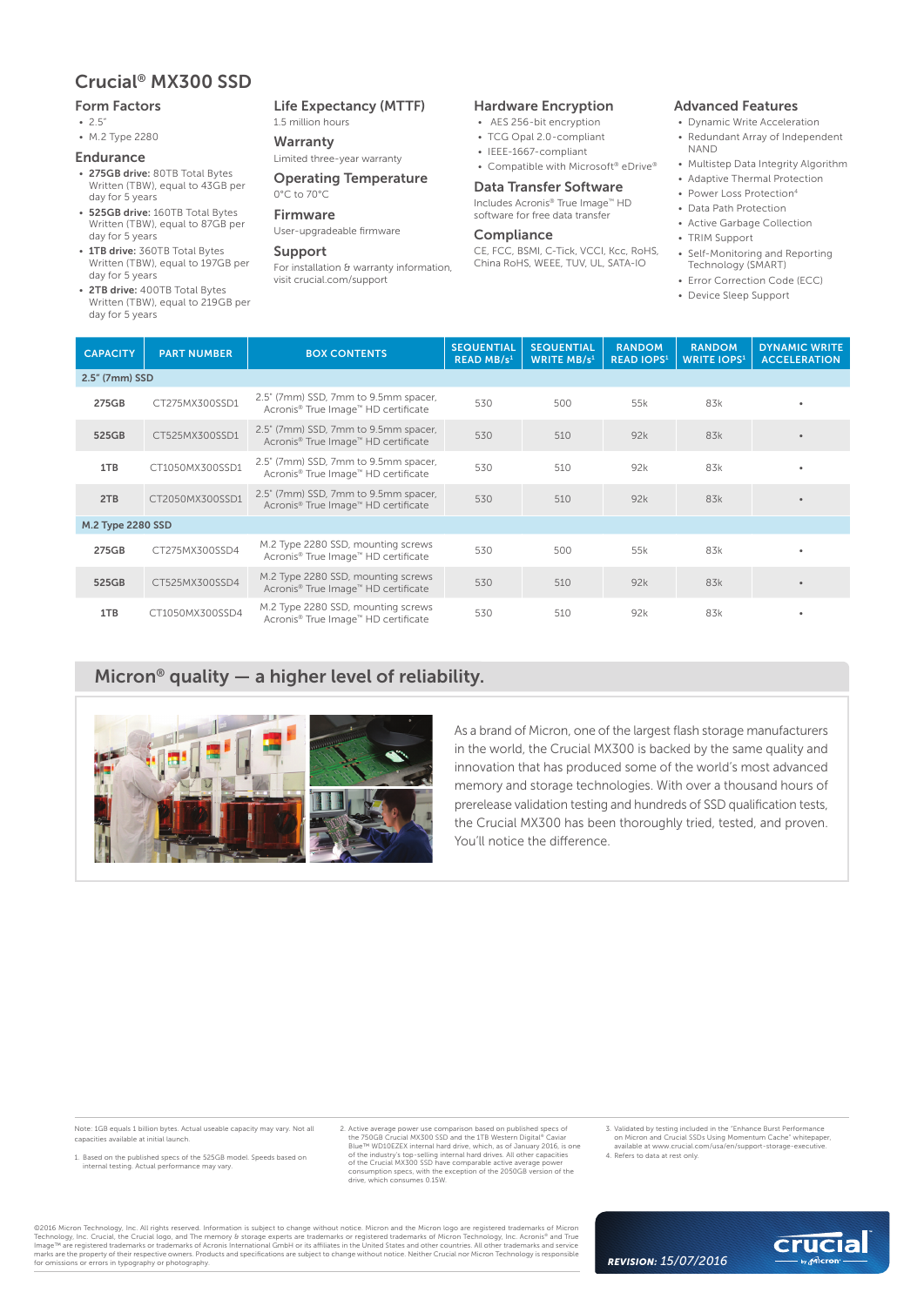# Crucial® MX300 SSD

### Form Factors

- 2.5"
- M.2 Type 2280

### Endurance

- **275GB drive:** 80TB Total Bytes Written (TBW), equal to 43GB per day for 5 years
- **525GB drive:** 160TB Total Bytes Written (TBW), equal to 87GB per day for 5 years
- **1TB drive:** 360TB Total Bytes Written (TBW), equal to 197GB per day for 5 years
- **2TB drive:** 400TB Total Bytes Written (TBW), equal to 219GB per day for 5 years

### Life Expectancy (MTTF)

1.5 million hours

### Warranty

Limited three-year warranty

### Operating Temperature

0°C to 70°C

### Firmware

User-upgradeable firmware

### Support

For installation & warranty information, visit crucial.com/support

### Hardware Encryption

- AES 256-bit encryption
- TCG Opal 2.0-compliant
- IEEE-1667-compliant
- Compatible with Microsoft® eDrive®

### Data Transfer Software

Includes Acronis® True Image™ HD software for free data transfer

### Compliance

CE, FCC, BSMI, C-Tick, VCCI, Kcc, RoHS, China RoHS, WEEE, TUV, UL, SATA-IO

### Advanced Features

- Dynamic Write Acceleration
- Redundant Array of Independent NAND
- Multistep Data Integrity Algorithm
- Adaptive Thermal Protection
- Power Loss Protection[4]
- Data Path Protection
- Active Garbage Collection
- TRIM Support
- Self-Monitoring and Reporting Technology (SMART)
- Error Correction Code (ECC)
- Device Sleep Support

| CAPACITY | PART NUMBER | BOX CONTENTS | SEQUENTIAL READ MB/s[1] | SEQUENTIAL WRITE MB/s[1] | RANDOM READ IOPS[1] | RANDOM WRITE IOPS[1] | DYNAMIC WRITE ACCELERATION |
|---|---|---|---|---|---|---|---|
| **2.5" (7mm) SSD** | | | | | | | |
| **275GB** | CT275MX300SSD1 | 2.5" (7mm) SSD, 7mm to 9.5mm spacer, Acronis® True Image™ HD certificate | 530 | 500 | 55k | 83k | • |
| **525GB** | CT525MX300SSD1 | 2.5" (7mm) SSD, 7mm to 9.5mm spacer, Acronis® True Image™ HD certificate | 530 | 510 | 92k | 83k | • |
| **1TB** | CT1050MX300SSD1 | 2.5" (7mm) SSD, 7mm to 9.5mm spacer, Acronis® True Image™ HD certificate | 530 | 510 | 92k | 83k | • |
| **2TB** | CT2050MX300SSD1 | 2.5" (7mm) SSD, 7mm to 9.5mm spacer, Acronis® True Image™ HD certificate | 530 | 510 | 92k | 83k | • |
| **M.2 Type 2280 SSD** | | | | | | | |
| **275GB** | CT275MX300SSD4 | M.2 Type 2280 SSD, mounting screws Acronis® True Image™ HD certificate | 530 | 500 | 55k | 83k | • |
| **525GB** | CT525MX300SSD4 | M.2 Type 2280 SSD, mounting screws Acronis® True Image™ HD certificate | 530 | 510 | 92k | 83k | • |
| **1TB** | CT1050MX300SSD4 | M.2 Type 2280 SSD, mounting screws Acronis® True Image™ HD certificate | 530 | 510 | 92k | 83k | • |

## Micron® quality — a higher level of reliability.

As a brand of Micron, one of the largest flash storage manufacturers in the world, the Crucial MX300 is backed by the same quality and innovation that has produced some of the world's most advanced memory and storage technologies. With over a thousand hours of prerelease validation testing and hundreds of SSD qualification tests, the Crucial MX300 has been thoroughly tried, tested, and proven. You'll notice the difference.

Note: 1GB equals 1 billion bytes. Actual useable capacity may vary. Not all capacities available at initial launch.

1. Based on the published specs of the 525GB model. Speeds based on internal testing. Actual performance may vary.
2. Active average power use comparison based on published specs of the 750GB Crucial MX300 SSD and the 1TB Western Digital® Caviar Blue™ WD10EZEX internal hard drive, which, as of January 2016, is one of the industry's top-selling internal hard drives. All other capacities of the Crucial MX300 SSD have comparable active average power consumption specs, with the exception of the 2050GB version of the drive, which consumes 0.15W.
3. Validated by testing included in the "Enhance Burst Performance on Micron and Crucial SSDs Using Momentum Cache" whitepaper, available at www.crucial.com/usa/en/support-storage-executive.
4. Refers to data at rest only.

©2016 Micron Technology, Inc. All rights reserved. Information is subject to change without notice. Micron and the Micron logo are registered trademarks of Micron Technology, Inc. Crucial, the Crucial logo, and The memory & storage experts are trademarks or registered trademarks of Micron Technology, Inc. Acronis® and True Image™ are registered trademarks or trademarks of Acronis International GmbH or its affiliates in the United States and other countries. All other trademarks and service marks are the property of their respective owners. Products and specifications are subject to change without notice. Neither Crucial nor Micron Technology is responsible for omissions or errors in typography or photography.

*REVISION: 15/07/2016*

crucial by Micron